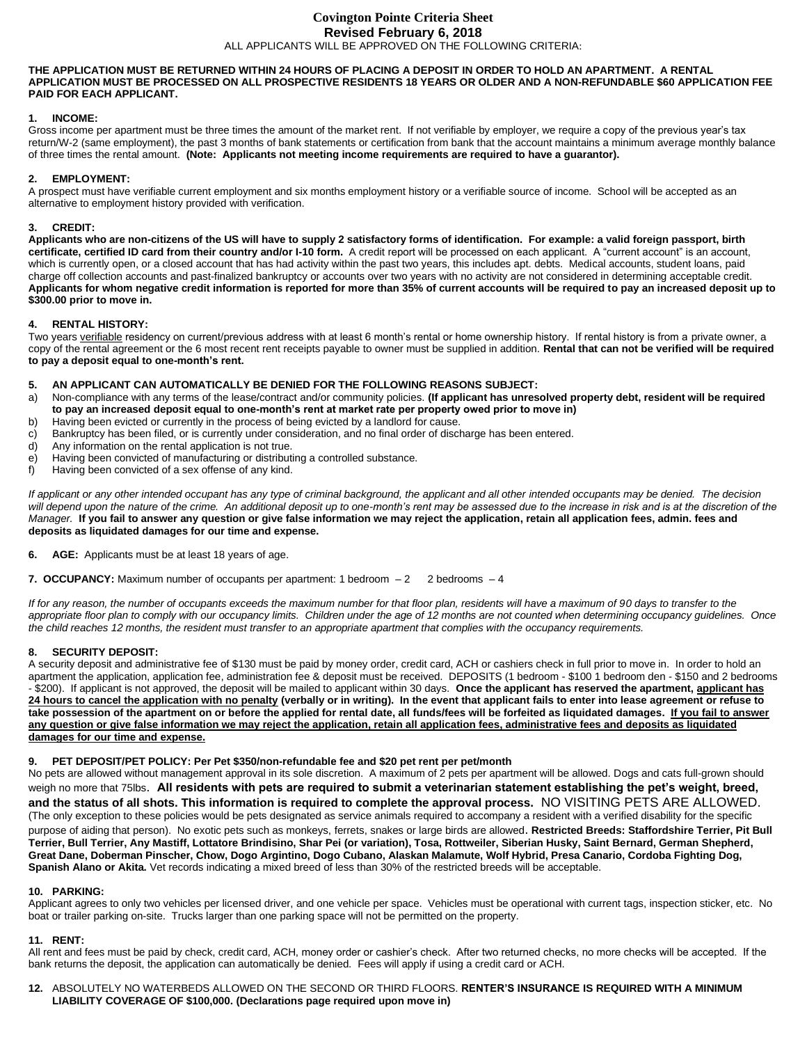# Covington Pointe Criteria Sheet
## Revised February 6, 2018

ALL APPLICANTS WILL BE APPROVED ON THE FOLLOWING CRITERIA:

**THE APPLICATION MUST BE RETURNED WITHIN 24 HOURS OF PLACING A DEPOSIT IN ORDER TO HOLD AN APARTMENT. A RENTAL APPLICATION MUST BE PROCESSED ON ALL PROSPECTIVE RESIDENTS 18 YEARS OR OLDER AND A NON-REFUNDABLE $60 APPLICATION FEE PAID FOR EACH APPLICANT.**

**1. INCOME:**

Gross income per apartment must be three times the amount of the market rent. If not verifiable by employer, we require a copy of the previous year's tax return/W-2 (same employment), the past 3 months of bank statements or certification from bank that the account maintains a minimum average monthly balance of three times the rental amount. **(Note: Applicants not meeting income requirements are required to have a guarantor).**

**2. EMPLOYMENT:**

A prospect must have verifiable current employment and six months employment history or a verifiable source of income. School will be accepted as an alternative to employment history provided with verification.

**3. CREDIT:**

**Applicants who are non-citizens of the US will have to supply 2 satisfactory forms of identification. For example: a valid foreign passport, birth certificate, certified ID card from their country and/or I-10 form.** A credit report will be processed on each applicant. A "current account" is an account, which is currently open, or a closed account that has had activity within the past two years, this includes apt. debts. Medical accounts, student loans, paid charge off collection accounts and past-finalized bankruptcy or accounts over two years with no activity are not considered in determining acceptable credit. **Applicants for whom negative credit information is reported for more than 35% of current accounts will be required to pay an increased deposit up to $300.00 prior to move in.**

**4. RENTAL HISTORY:**

Two years verifiable residency on current/previous address with at least 6 month's rental or home ownership history. If rental history is from a private owner, a copy of the rental agreement or the 6 most recent rent receipts payable to owner must be supplied in addition. **Rental that can not be verified will be required to pay a deposit equal to one-month's rent.**

**5. AN APPLICANT CAN AUTOMATICALLY BE DENIED FOR THE FOLLOWING REASONS SUBJECT:**

a) Non-compliance with any terms of the lease/contract and/or community policies. **(If applicant has unresolved property debt, resident will be required to pay an increased deposit equal to one-month's rent at market rate per property owed prior to move in)**
b) Having been evicted or currently in the process of being evicted by a landlord for cause.
c) Bankruptcy has been filed, or is currently under consideration, and no final order of discharge has been entered.
d) Any information on the rental application is not true.
e) Having been convicted of manufacturing or distributing a controlled substance.
f) Having been convicted of a sex offense of any kind.

*If applicant or any other intended occupant has any type of criminal background, the applicant and all other intended occupants may be denied. The decision will depend upon the nature of the crime. An additional deposit up to one-month's rent may be assessed due to the increase in risk and is at the discretion of the Manager.* **If you fail to answer any question or give false information we may reject the application, retain all application fees, admin. fees and deposits as liquidated damages for our time and expense.**

**6. AGE:** Applicants must be at least 18 years of age.

**7. OCCUPANCY:** Maximum number of occupants per apartment: 1 bedroom – 2 2 bedrooms – 4

*If for any reason, the number of occupants exceeds the maximum number for that floor plan, residents will have a maximum of 90 days to transfer to the appropriate floor plan to comply with our occupancy limits. Children under the age of 12 months are not counted when determining occupancy guidelines. Once the child reaches 12 months, the resident must transfer to an appropriate apartment that complies with the occupancy requirements.*

**8. SECURITY DEPOSIT:**

A security deposit and administrative fee of $130 must be paid by money order, credit card, ACH or cashiers check in full prior to move in. In order to hold an apartment the application, application fee, administration fee & deposit must be received. DEPOSITS (1 bedroom - $100 1 bedroom den - $150 and 2 bedrooms - $200). If applicant is not approved, the deposit will be mailed to applicant within 30 days. **Once the applicant has reserved the apartment, applicant has 24 hours to cancel the application with no penalty (verbally or in writing). In the event that applicant fails to enter into lease agreement or refuse to take possession of the apartment on or before the applied for rental date, all funds/fees will be forfeited as liquidated damages. If you fail to answer any question or give false information we may reject the application, retain all application fees, administrative fees and deposits as liquidated damages for our time and expense.**

**9. PET DEPOSIT/PET POLICY: Per Pet $350/non-refundable fee and $20 pet rent per pet/month**

No pets are allowed without management approval in its sole discretion. A maximum of 2 pets per apartment will be allowed. Dogs and cats full-grown should weigh no more that 75lbs. **All residents with pets are required to submit a veterinarian statement establishing the pet's weight, breed, and the status of all shots. This information is required to complete the approval process.** NO VISITING PETS ARE ALLOWED. (The only exception to these policies would be pets designated as service animals required to accompany a resident with a verified disability for the specific purpose of aiding that person). No exotic pets such as monkeys, ferrets, snakes or large birds are allowed. **Restricted Breeds: Staffordshire Terrier, Pit Bull Terrier, Bull Terrier, Any Mastiff, Lottatore Brindisino, Shar Pei (or variation), Tosa, Rottweiler, Siberian Husky, Saint Bernard, German Shepherd, Great Dane, Doberman Pinscher, Chow, Dogo Argintino, Dogo Cubano, Alaskan Malamute, Wolf Hybrid, Presa Canario, Cordoba Fighting Dog, Spanish Alano or Akita.** Vet records indicating a mixed breed of less than 30% of the restricted breeds will be acceptable.

**10. PARKING:**

Applicant agrees to only two vehicles per licensed driver, and one vehicle per space. Vehicles must be operational with current tags, inspection sticker, etc. No boat or trailer parking on-site. Trucks larger than one parking space will not be permitted on the property.

**11. RENT:**

All rent and fees must be paid by check, credit card, ACH, money order or cashier's check. After two returned checks, no more checks will be accepted. If the bank returns the deposit, the application can automatically be denied. Fees will apply if using a credit card or ACH.

**12.** ABSOLUTELY NO WATERBEDS ALLOWED ON THE SECOND OR THIRD FLOORS. **RENTER'S INSURANCE IS REQUIRED WITH A MINIMUM LIABILITY COVERAGE OF $100,000. (Declarations page required upon move in)**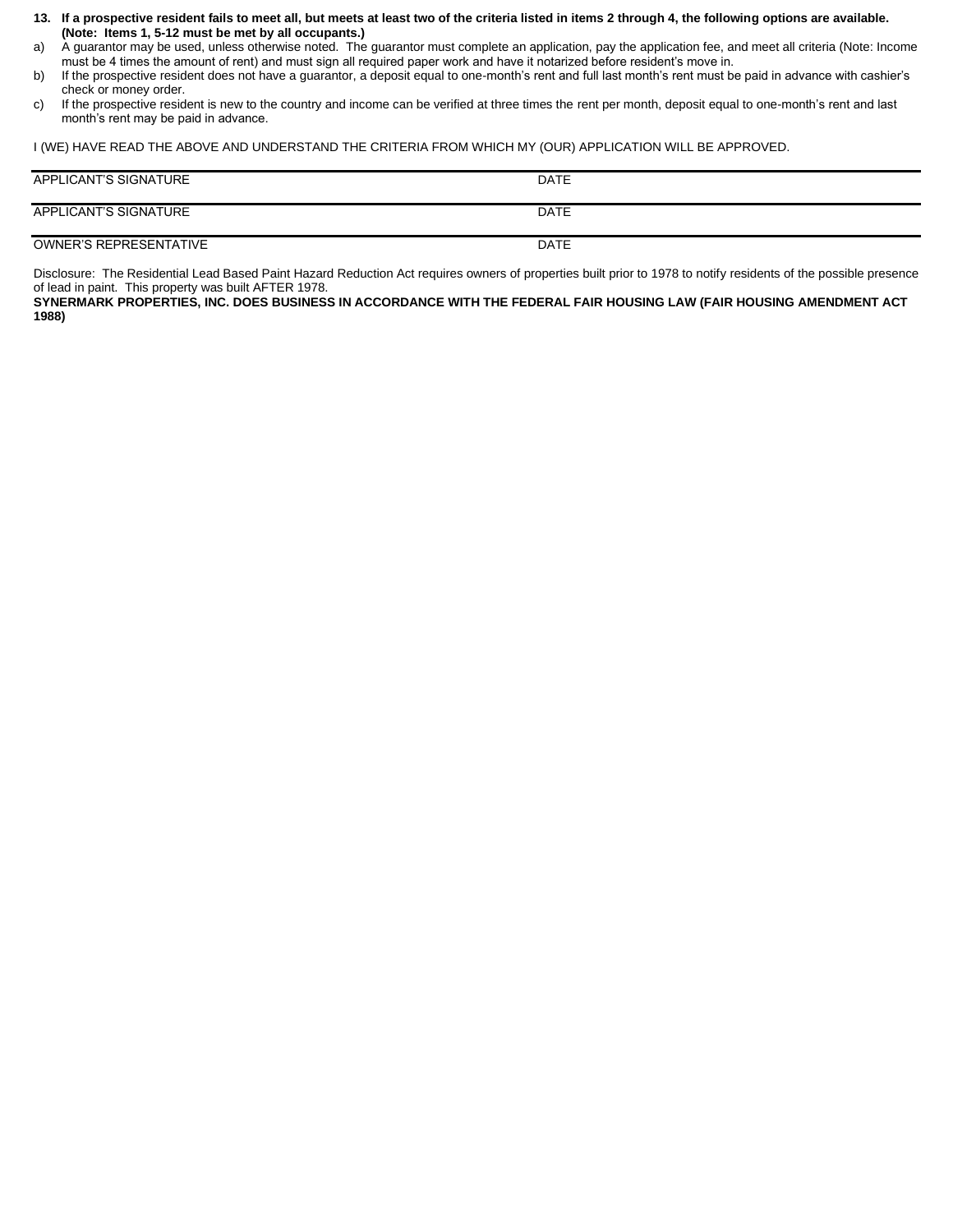**13. If a prospective resident fails to meet all, but meets at least two of the criteria listed in items 2 through 4, the following options are available. (Note: Items 1, 5-12 must be met by all occupants.)**

a) A guarantor may be used, unless otherwise noted. The guarantor must complete an application, pay the application fee, and meet all criteria (Note: Income must be 4 times the amount of rent) and must sign all required paper work and have it notarized before resident's move in.

b) If the prospective resident does not have a guarantor, a deposit equal to one-month's rent and full last month's rent must be paid in advance with cashier's check or money order.

c) If the prospective resident is new to the country and income can be verified at three times the rent per month, deposit equal to one-month's rent and last month's rent may be paid in advance.

I (WE) HAVE READ THE ABOVE AND UNDERSTAND THE CRITERIA FROM WHICH MY (OUR) APPLICATION WILL BE APPROVED.

| | |
|---|---|
| APPLICANT'S SIGNATURE | DATE |
| APPLICANT'S SIGNATURE | DATE |
| OWNER'S REPRESENTATIVE | DATE |

Disclosure: The Residential Lead Based Paint Hazard Reduction Act requires owners of properties built prior to 1978 to notify residents of the possible presence of lead in paint. This property was built AFTER 1978.

**SYNERMARK PROPERTIES, INC. DOES BUSINESS IN ACCORDANCE WITH THE FEDERAL FAIR HOUSING LAW (FAIR HOUSING AMENDMENT ACT 1988)**